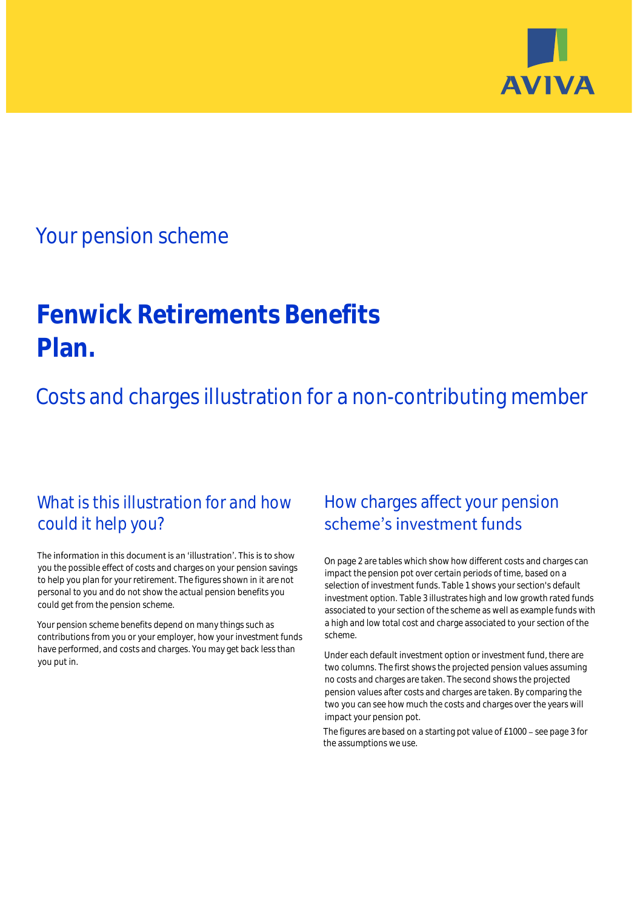AVIVA

## Your pension scheme

# Fenwick Retirements Benefits Plan.

## Costs and charges illustration for a non-contributing member

## What is this illustration for and how could it help you?

The information in this document is an 'illustration'. This is to show you the possible effect of costs and charges on your pension savings to help you plan for your retirement. The figures shown in it are not personal to you and do not show the actual pension benefits you could get from the pension scheme.

Your pension scheme benefits depend on many things such as contributions from you or your employer, how your investment funds have performed, and costs and charges. You may get back less than you put in.

## How charges affect your pension scheme's investment funds

On page 2 are tables which show how different costs and charges can impact the pension pot over certain periods of time, based on a selection of investment funds. Table 1 shows your section's default investment option. Table 3 illustrates high and low growth rated funds associated to your section of the scheme as well as example funds with a high and low total cost and charge associated to your section of the scheme.

Under each default investment option or investment fund, there are two columns. The first shows the projected pension values assuming no costs and charges are taken. The second shows the projected pension values after costs and charges are taken. By comparing the two you can see how much the costs and charges over the years will impact your pension pot.

The figures are based on a starting pot value of £1000 – see page 3 for the assumptions we use.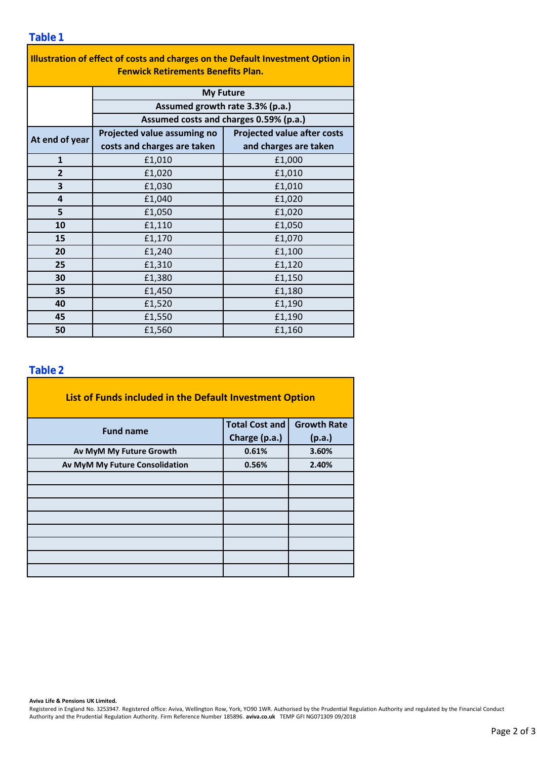## Table 1

| Illustration of effect of costs and charges on the Default Investment Option in Fenwick Retirements Benefits Plan. | | |
|---|---|---|
| | My Future | |
| | Assumed growth rate 3.3% (p.a.) | |
| | Assumed costs and charges 0.59% (p.a.) | |
| **At end of year** | **Projected value assuming no costs and charges are taken** | **Projected value after costs and charges are taken** |
| **1** | £1,010 | £1,000 |
| **2** | £1,020 | £1,010 |
| **3** | £1,030 | £1,010 |
| **4** | £1,040 | £1,020 |
| **5** | £1,050 | £1,020 |
| **10** | £1,110 | £1,050 |
| **15** | £1,170 | £1,070 |
| **20** | £1,240 | £1,100 |
| **25** | £1,310 | £1,120 |
| **30** | £1,380 | £1,150 |
| **35** | £1,450 | £1,180 |
| **40** | £1,520 | £1,190 |
| **45** | £1,550 | £1,190 |
| **50** | £1,560 | £1,160 |

## Table 2

| List of Funds included in the Default Investment Option | | |
|---|---|---|
| **Fund name** | **Total Cost and Charge (p.a.)** | **Growth Rate (p.a.)** |
| **Av MyM My Future Growth** | **0.61%** | **3.60%** |
| **Av MyM My Future Consolidation** | **0.56%** | **2.40%** |
| | | |
| | | |
| | | |
| | | |
| | | |
| | | |
| | | |
| | | |

**Aviva Life & Pensions UK Limited.**
Registered in England No. 3253947. Registered office: Aviva, Wellington Row, York, YO90 1WR. Authorised by the Prudential Regulation Authority and regulated by the Financial Conduct Authority and the Prudential Regulation Authority. Firm Reference Number 185896. **aviva.co.uk** TEMP GFI NG071309 09/2018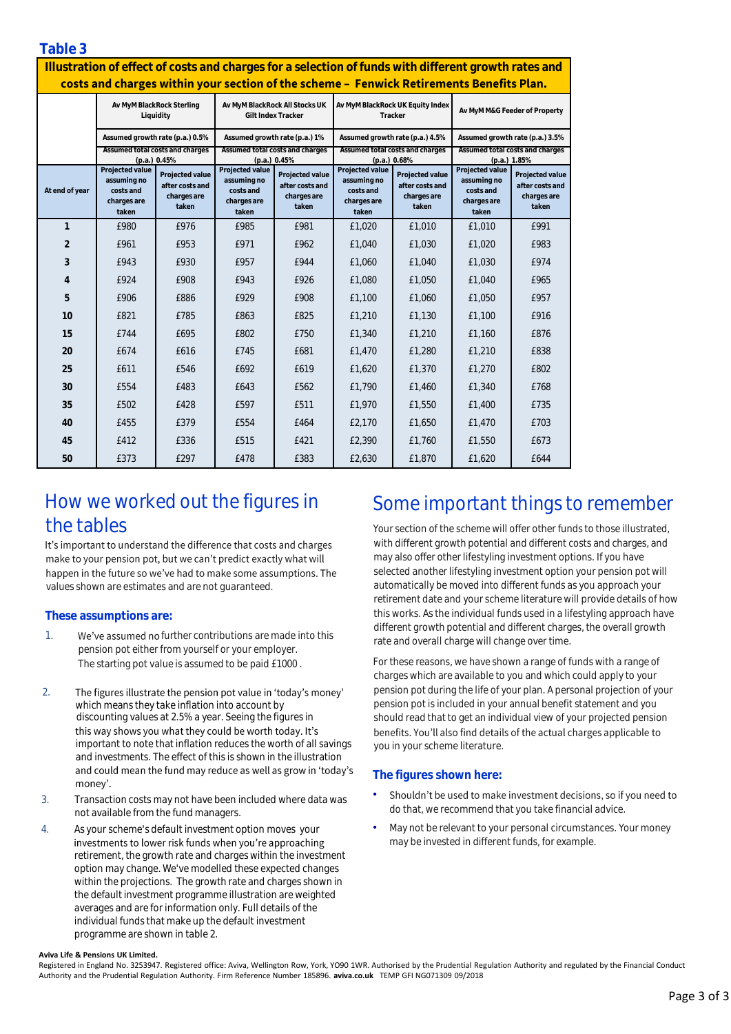## Table 3

**Illustration of effect of costs and charges for a selection of funds with different growth rates and costs and charges within your section of the scheme – Fenwick Retirements Benefits Plan.**

| | Av MyM BlackRock Sterling Liquidity | | Av MyM BlackRock All Stocks UK Gilt Index Tracker | | Av MyM BlackRock UK Equity Index Tracker | | Av MyM M&G Feeder of Property | |
|---|---|---|---|---|---|---|---|---|
| | Assumed growth rate (p.a.) 0.5% | | Assumed growth rate (p.a.) 1% | | Assumed growth rate (p.a.) 4.5% | | Assumed growth rate (p.a.) 3.5% | |
| | Assumed total costs and charges (p.a.) 0.45% | | Assumed total costs and charges (p.a.) 0.45% | | Assumed total costs and charges (p.a.) 0.68% | | Assumed total costs and charges (p.a.) 1.85% | |
| At end of year | Projected value assuming no costs and charges are taken | Projected value after costs and charges are taken | Projected value assuming no costs and charges are taken | Projected value after costs and charges are taken | Projected value assuming no costs and charges are taken | Projected value after costs and charges are taken | Projected value assuming no costs and charges are taken | Projected value after costs and charges are taken |
| **1** | £980 | £976 | £985 | £981 | £1,020 | £1,010 | £1,010 | £991 |
| **2** | £961 | £953 | £971 | £962 | £1,040 | £1,030 | £1,020 | £983 |
| **3** | £943 | £930 | £957 | £944 | £1,060 | £1,040 | £1,030 | £974 |
| **4** | £924 | £908 | £943 | £926 | £1,080 | £1,050 | £1,040 | £965 |
| **5** | £906 | £886 | £929 | £908 | £1,100 | £1,060 | £1,050 | £957 |
| **10** | £821 | £785 | £863 | £825 | £1,210 | £1,130 | £1,100 | £916 |
| **15** | £744 | £695 | £802 | £750 | £1,340 | £1,210 | £1,160 | £876 |
| **20** | £674 | £616 | £745 | £681 | £1,470 | £1,280 | £1,210 | £838 |
| **25** | £611 | £546 | £692 | £619 | £1,620 | £1,370 | £1,270 | £802 |
| **30** | £554 | £483 | £643 | £562 | £1,790 | £1,460 | £1,340 | £768 |
| **35** | £502 | £428 | £597 | £511 | £1,970 | £1,550 | £1,400 | £735 |
| **40** | £455 | £379 | £554 | £464 | £2,170 | £1,650 | £1,470 | £703 |
| **45** | £412 | £336 | £515 | £421 | £2,390 | £1,760 | £1,550 | £673 |
| **50** | £373 | £297 | £478 | £383 | £2,630 | £1,870 | £1,620 | £644 |

# How we worked out the figures in the tables

It's important to understand the difference that costs and charges make to your pension pot, but we can't predict exactly what will happen in the future so we've had to make some assumptions. The values shown are estimates and are not guaranteed.

### These assumptions are:

1. We've assumed no further contributions are made into this pension pot either from yourself or your employer. The starting pot value is assumed to be paid £1000 .
2. The figures illustrate the pension pot value in 'today's money' which means they take inflation into account by discounting values at 2.5% a year. Seeing the figures in this way shows you what they could be worth today. It's important to note that inflation reduces the worth of all savings and investments. The effect of this is shown in the illustration and could mean the fund may reduce as well as grow in 'today's money'.
3. Transaction costs may not have been included where data was not available from the fund managers.
4. As your scheme's default investment option moves your investments to lower risk funds when you're approaching retirement, the growth rate and charges within the investment option may change. We've modelled these expected changes within the projections. The growth rate and charges shown in the default investment programme illustration are weighted averages and are for information only. Full details of the individual funds that make up the default investment programme are shown in table 2.

# Some important things to remember

Your section of the scheme will offer other funds to those illustrated, with different growth potential and different costs and charges, and may also offer other lifestyling investment options. If you have selected another lifestyling investment option your pension pot will automatically be moved into different funds as you approach your retirement date and your scheme literature will provide details of how this works. As the individual funds used in a lifestyling approach have different growth potential and different charges, the overall growth rate and overall charge will change over time.

For these reasons, we have shown a range of funds with a range of charges which are available to you and which could apply to your pension pot during the life of your plan. A personal projection of your pension pot is included in your annual benefit statement and you should read that to get an individual view of your projected pension benefits. You'll also find details of the actual charges applicable to you in your scheme literature.

### The figures shown here:

- Shouldn't be used to make investment decisions, so if you need to do that, we recommend that you take financial advice.
- May not be relevant to your personal circumstances. Your money may be invested in different funds, for example.

**Aviva Life & Pensions UK Limited.**
Registered in England No. 3253947. Registered office: Aviva, Wellington Row, York, YO90 1WR. Authorised by the Prudential Regulation Authority and regulated by the Financial Conduct Authority and the Prudential Regulation Authority. Firm Reference Number 185896. **aviva.co.uk** TEMP GFI NG071309 09/2018